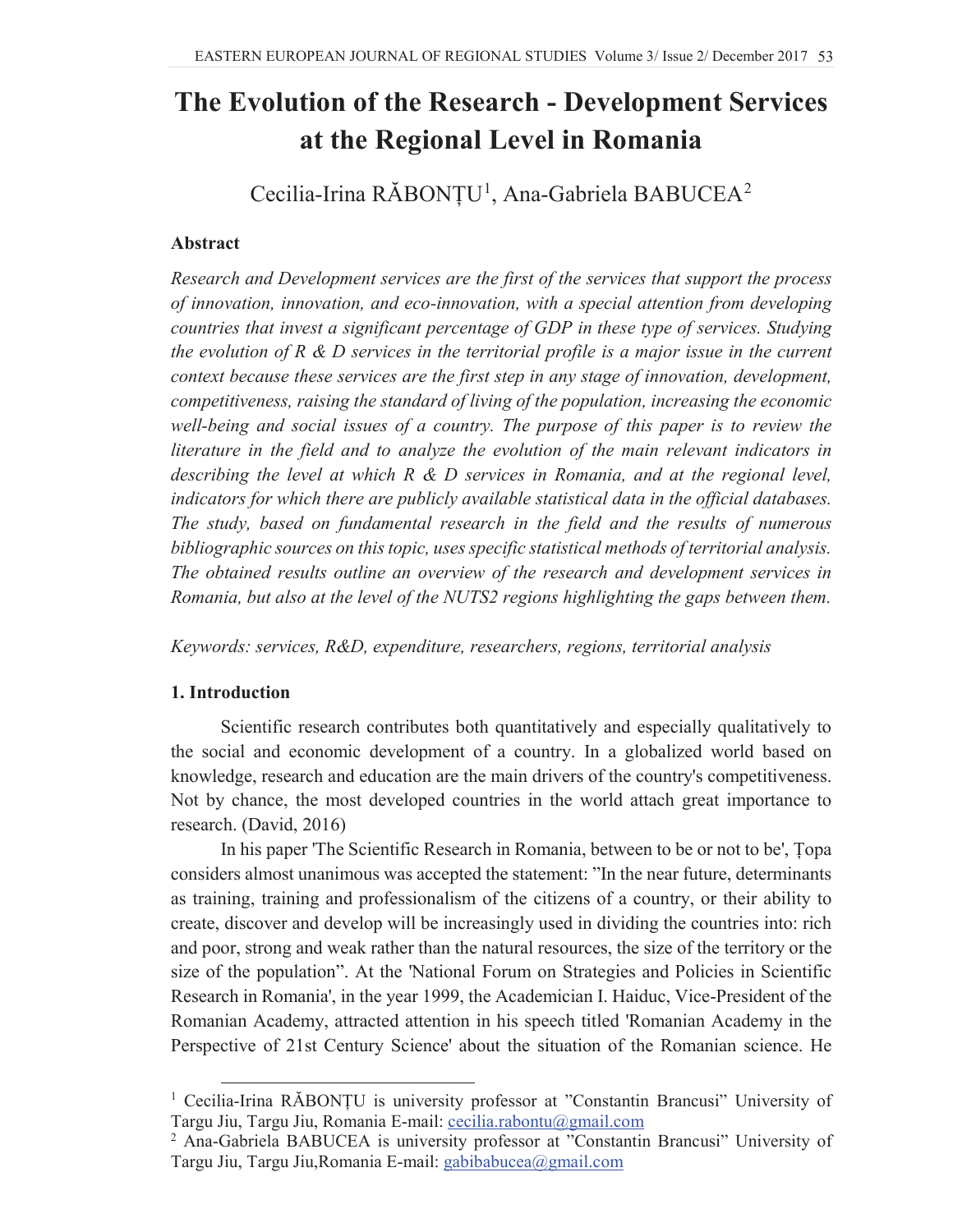# The Evolution of the Research - Development Services at the Regional Level in Romania

Cecilia-Irina RĂBONȚU[1], Ana-Gabriela BABUCEA[2]

### Abstract

*Research and Development services are the first of the services that support the process of innovation, innovation, and eco-innovation, with a special attention from developing countries that invest a significant percentage of GDP in these type of services. Studying the evolution of R & D services in the territorial profile is a major issue in the current context because these services are the first step in any stage of innovation, development, competitiveness, raising the standard of living of the population, increasing the economic well-being and social issues of a country. The purpose of this paper is to review the literature in the field and to analyze the evolution of the main relevant indicators in describing the level at which R & D services in Romania, and at the regional level, indicators for which there are publicly available statistical data in the official databases. The study, based on fundamental research in the field and the results of numerous bibliographic sources on this topic, uses specific statistical methods of territorial analysis. The obtained results outline an overview of the research and development services in Romania, but also at the level of the NUTS2 regions highlighting the gaps between them.*

*Keywords: services, R&D, expenditure, researchers, regions, territorial analysis*

### 1. Introduction

Scientific research contributes both quantitatively and especially qualitatively to the social and economic development of a country. In a globalized world based on knowledge, research and education are the main drivers of the country's competitiveness. Not by chance, the most developed countries in the world attach great importance to research. (David, 2016)

In his paper 'The Scientific Research in Romania, between to be or not to be', Țopa considers almost unanimous was accepted the statement: ”In the near future, determinants as training, training and professionalism of the citizens of a country, or their ability to create, discover and develop will be increasingly used in dividing the countries into: rich and poor, strong and weak rather than the natural resources, the size of the territory or the size of the population”. At the 'National Forum on Strategies and Policies in Scientific Research in Romania', in the year 1999, the Academician I. Haiduc, Vice-President of the Romanian Academy, attracted attention in his speech titled 'Romanian Academy in the Perspective of 21st Century Science' about the situation of the Romanian science. He

---

[1] Cecilia-Irina RĂBONȚU is university professor at ”Constantin Brancusi” University of Targu Jiu, Targu Jiu, Romania E-mail: cecilia.rabontu@gmail.com

[2] Ana-Gabriela BABUCEA is university professor at ”Constantin Brancusi” University of Targu Jiu, Targu Jiu,Romania E-mail: gabibabucea@gmail.com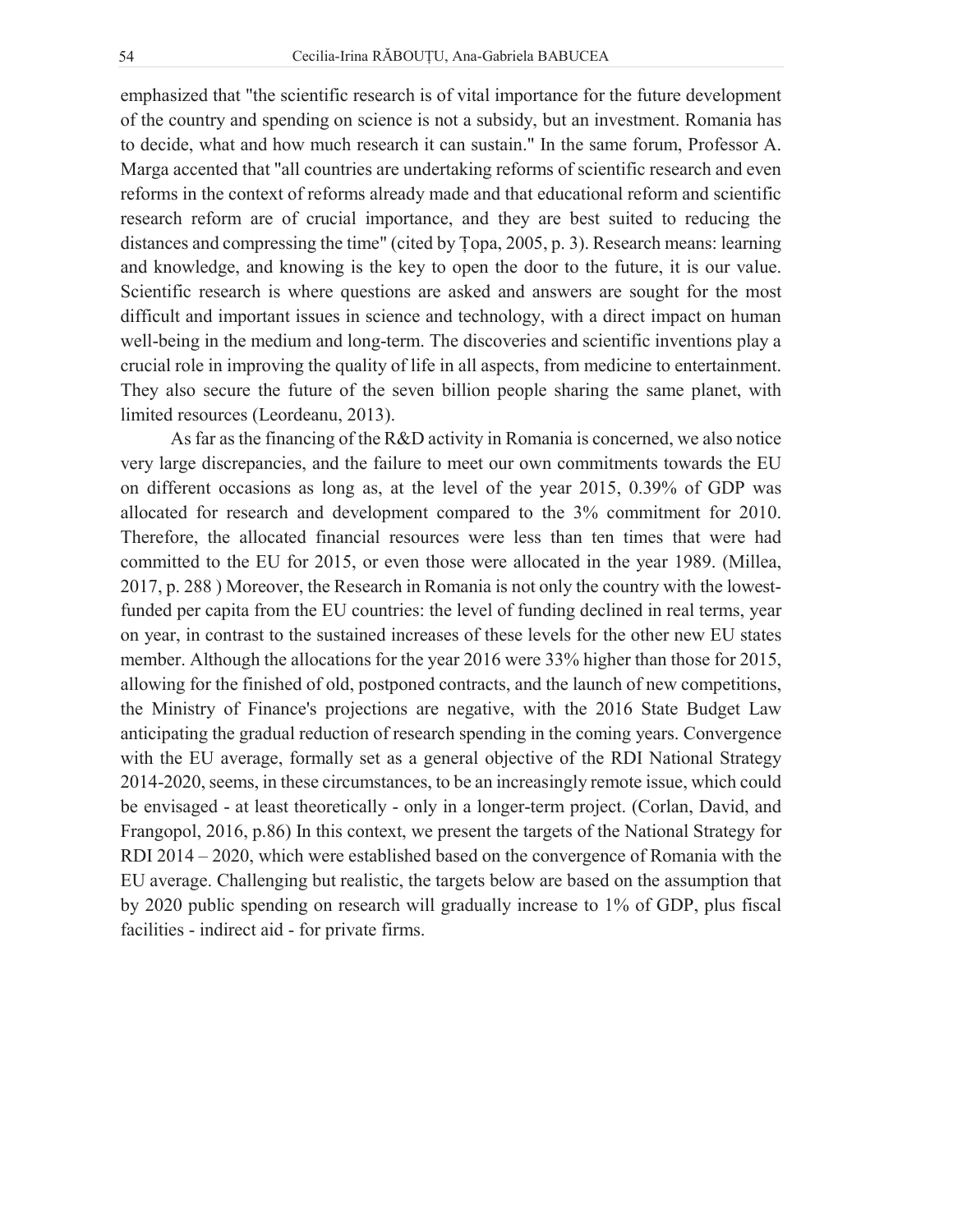emphasized that "the scientific research is of vital importance for the future development of the country and spending on science is not a subsidy, but an investment. Romania has to decide, what and how much research it can sustain." In the same forum, Professor A. Marga accented that "all countries are undertaking reforms of scientific research and even reforms in the context of reforms already made and that educational reform and scientific research reform are of crucial importance, and they are best suited to reducing the distances and compressing the time" (cited by Ţopa, 2005, p. 3). Research means: learning and knowledge, and knowing is the key to open the door to the future, it is our value. Scientific research is where questions are asked and answers are sought for the most difficult and important issues in science and technology, with a direct impact on human well-being in the medium and long-term. The discoveries and scientific inventions play a crucial role in improving the quality of life in all aspects, from medicine to entertainment. They also secure the future of the seven billion people sharing the same planet, with limited resources (Leordeanu, 2013).

As far as the financing of the R&D activity in Romania is concerned, we also notice very large discrepancies, and the failure to meet our own commitments towards the EU on different occasions as long as, at the level of the year 2015, 0.39% of GDP was allocated for research and development compared to the 3% commitment for 2010. Therefore, the allocated financial resources were less than ten times that were had committed to the EU for 2015, or even those were allocated in the year 1989. (Millea, 2017, p. 288 ) Moreover, the Research in Romania is not only the country with the lowest-funded per capita from the EU countries: the level of funding declined in real terms, year on year, in contrast to the sustained increases of these levels for the other new EU states member. Although the allocations for the year 2016 were 33% higher than those for 2015, allowing for the finished of old, postponed contracts, and the launch of new competitions, the Ministry of Finance's projections are negative, with the 2016 State Budget Law anticipating the gradual reduction of research spending in the coming years. Convergence with the EU average, formally set as a general objective of the RDI National Strategy 2014-2020, seems, in these circumstances, to be an increasingly remote issue, which could be envisaged - at least theoretically - only in a longer-term project. (Corlan, David, and Frangopol, 2016, p.86) In this context, we present the targets of the National Strategy for RDI 2014 – 2020, which were established based on the convergence of Romania with the EU average. Challenging but realistic, the targets below are based on the assumption that by 2020 public spending on research will gradually increase to 1% of GDP, plus fiscal facilities - indirect aid - for private firms.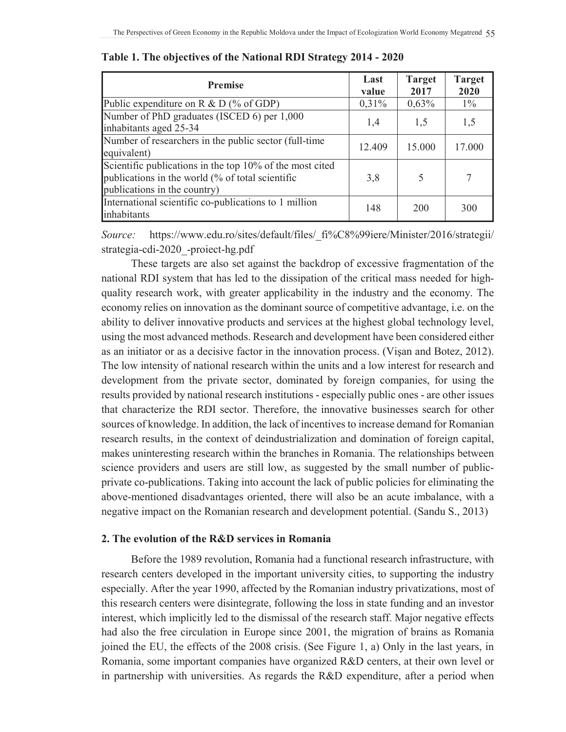**Table 1. The objectives of the National RDI Strategy 2014 - 2020**

| Premise | Last value | Target 2017 | Target 2020 |
|---|---|---|---|
| Public expenditure on R & D (% of GDP) | 0,31% | 0,63% | 1% |
| Number of PhD graduates (ISCED 6) per 1,000 inhabitants aged 25-34 | 1,4 | 1,5 | 1,5 |
| Number of researchers in the public sector (full-time equivalent) | 12.409 | 15.000 | 17.000 |
| Scientific publications in the top 10% of the most cited publications in the world (% of total scientific publications in the country) | 3,8 | 5 | 7 |
| International scientific co-publications to 1 million inhabitants | 148 | 200 | 300 |

*Source:* https://www.edu.ro/sites/default/files/_fi%C8%99iere/Minister/2016/strategii/strategia-cdi-2020_-proiect-hg.pdf

These targets are also set against the backdrop of excessive fragmentation of the national RDI system that has led to the dissipation of the critical mass needed for high-quality research work, with greater applicability in the industry and the economy. The economy relies on innovation as the dominant source of competitive advantage, i.e. on the ability to deliver innovative products and services at the highest global technology level, using the most advanced methods. Research and development have been considered either as an initiator or as a decisive factor in the innovation process. (Vişan and Botez, 2012). The low intensity of national research within the units and a low interest for research and development from the private sector, dominated by foreign companies, for using the results provided by national research institutions - especially public ones - are other issues that characterize the RDI sector. Therefore, the innovative businesses search for other sources of knowledge. In addition, the lack of incentives to increase demand for Romanian research results, in the context of deindustrialization and domination of foreign capital, makes uninteresting research within the branches in Romania. The relationships between science providers and users are still low, as suggested by the small number of public-private co-publications. Taking into account the lack of public policies for eliminating the above-mentioned disadvantages oriented, there will also be an acute imbalance, with a negative impact on the Romanian research and development potential. (Sandu S., 2013)

## 2. The evolution of the R&D services in Romania

Before the 1989 revolution, Romania had a functional research infrastructure, with research centers developed in the important university cities, to supporting the industry especially. After the year 1990, affected by the Romanian industry privatizations, most of this research centers were disintegrate, following the loss in state funding and an investor interest, which implicitly led to the dismissal of the research staff. Major negative effects had also the free circulation in Europe since 2001, the migration of brains as Romania joined the EU, the effects of the 2008 crisis. (See Figure 1, a) Only in the last years, in Romania, some important companies have organized R&D centers, at their own level or in partnership with universities. As regards the R&D expenditure, after a period when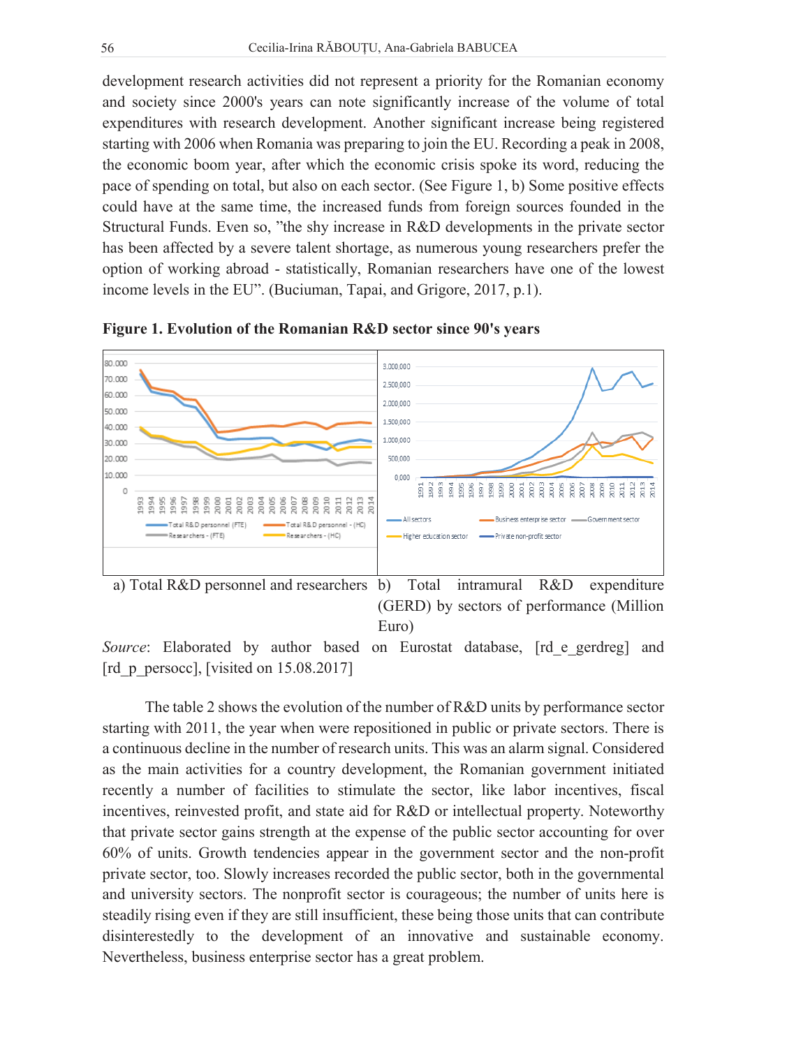development research activities did not represent a priority for the Romanian economy and society since 2000's years can note significantly increase of the volume of total expenditures with research development. Another significant increase being registered starting with 2006 when Romania was preparing to join the EU. Recording a peak in 2008, the economic boom year, after which the economic crisis spoke its word, reducing the pace of spending on total, but also on each sector. (See Figure 1, b) Some positive effects could have at the same time, the increased funds from foreign sources founded in the Structural Funds. Even so, "the shy increase in R&D developments in the private sector has been affected by a severe talent shortage, as numerous young researchers prefer the option of working abroad - statistically, Romanian researchers have one of the lowest income levels in the EU". (Buciuman, Tapai, and Grigore, 2017, p.1).

**Figure 1. Evolution of the Romanian R&D sector since 90's years**

a) Total R&D personnel and researchers

b) Total intramural R&D expenditure (GERD) by sectors of performance (Million Euro)

*Source*: Elaborated by author based on Eurostat database, [rd_e_gerdreg] and [rd_p_persocc], [visited on 15.08.2017]

The table 2 shows the evolution of the number of R&D units by performance sector starting with 2011, the year when were repositioned in public or private sectors. There is a continuous decline in the number of research units. This was an alarm signal. Considered as the main activities for a country development, the Romanian government initiated recently a number of facilities to stimulate the sector, like labor incentives, fiscal incentives, reinvested profit, and state aid for R&D or intellectual property. Noteworthy that private sector gains strength at the expense of the public sector accounting for over 60% of units. Growth tendencies appear in the government sector and the non-profit private sector, too. Slowly increases recorded the public sector, both in the governmental and university sectors. The nonprofit sector is courageous; the number of units here is steadily rising even if they are still insufficient, these being those units that can contribute disinterestedly to the development of an innovative and sustainable economy. Nevertheless, business enterprise sector has a great problem.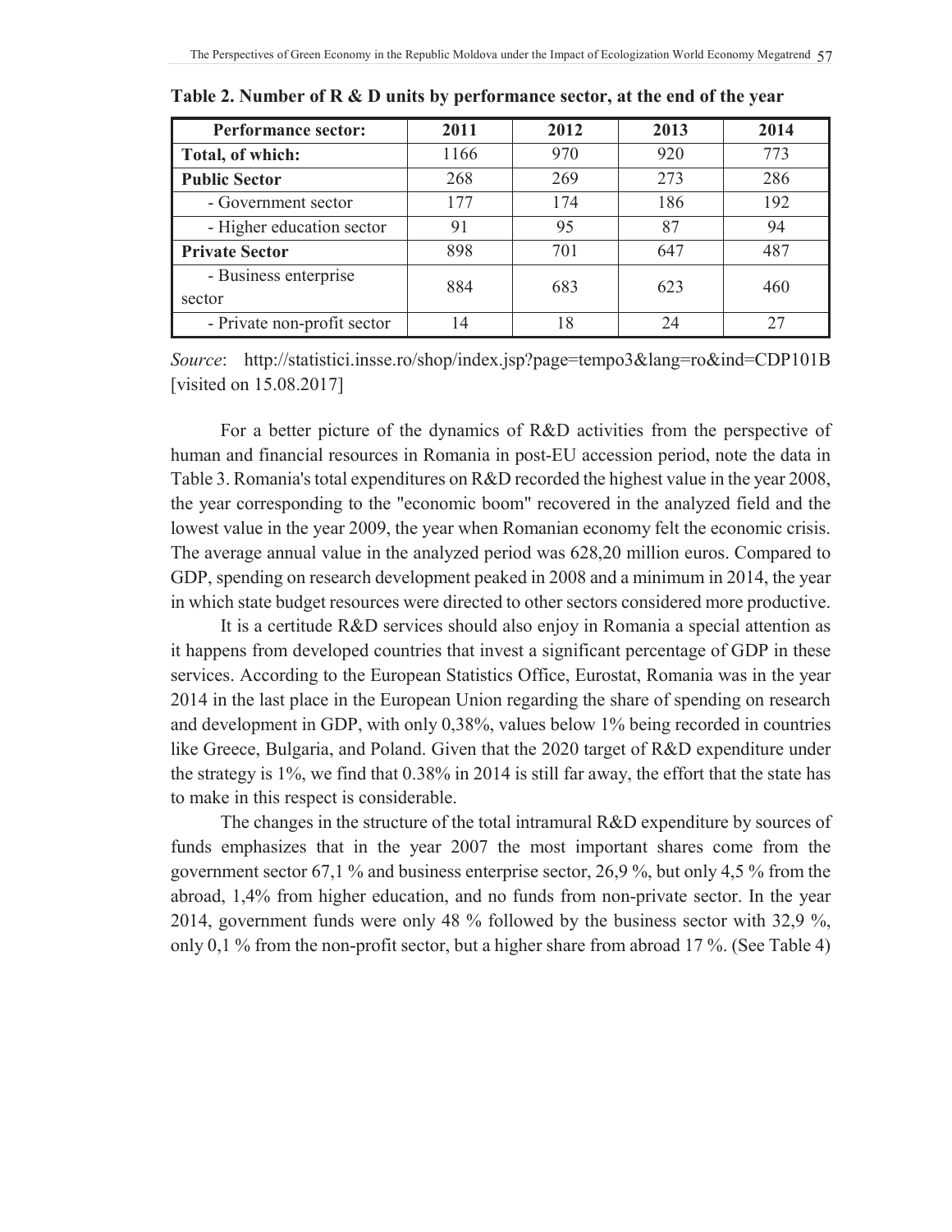**Table 2. Number of R & D units by performance sector, at the end of the year**

| Performance sector: | 2011 | 2012 | 2013 | 2014 |
|---|---|---|---|---|
| **Total, of which:** | 1166 | 970 | 920 | 773 |
| **Public Sector** | 268 | 269 | 273 | 286 |
| - Government sector | 177 | 174 | 186 | 192 |
| - Higher education sector | 91 | 95 | 87 | 94 |
| **Private Sector** | 898 | 701 | 647 | 487 |
| - Business enterprise sector | 884 | 683 | 623 | 460 |
| - Private non-profit sector | 14 | 18 | 24 | 27 |

*Source*: http://statistici.insse.ro/shop/index.jsp?page=tempo3&lang=ro&ind=CDP101B [visited on 15.08.2017]

For a better picture of the dynamics of R&D activities from the perspective of human and financial resources in Romania in post-EU accession period, note the data in Table 3. Romania's total expenditures on R&D recorded the highest value in the year 2008, the year corresponding to the "economic boom" recovered in the analyzed field and the lowest value in the year 2009, the year when Romanian economy felt the economic crisis. The average annual value in the analyzed period was 628,20 million euros. Compared to GDP, spending on research development peaked in 2008 and a minimum in 2014, the year in which state budget resources were directed to other sectors considered more productive.

It is a certitude R&D services should also enjoy in Romania a special attention as it happens from developed countries that invest a significant percentage of GDP in these services. According to the European Statistics Office, Eurostat, Romania was in the year 2014 in the last place in the European Union regarding the share of spending on research and development in GDP, with only 0,38%, values below 1% being recorded in countries like Greece, Bulgaria, and Poland. Given that the 2020 target of R&D expenditure under the strategy is 1%, we find that 0.38% in 2014 is still far away, the effort that the state has to make in this respect is considerable.

The changes in the structure of the total intramural R&D expenditure by sources of funds emphasizes that in the year 2007 the most important shares come from the government sector 67,1 % and business enterprise sector, 26,9 %, but only 4,5 % from the abroad, 1,4% from higher education, and no funds from non-private sector. In the year 2014, government funds were only 48 % followed by the business sector with 32,9 %, only 0,1 % from the non-profit sector, but a higher share from abroad 17 %. (See Table 4)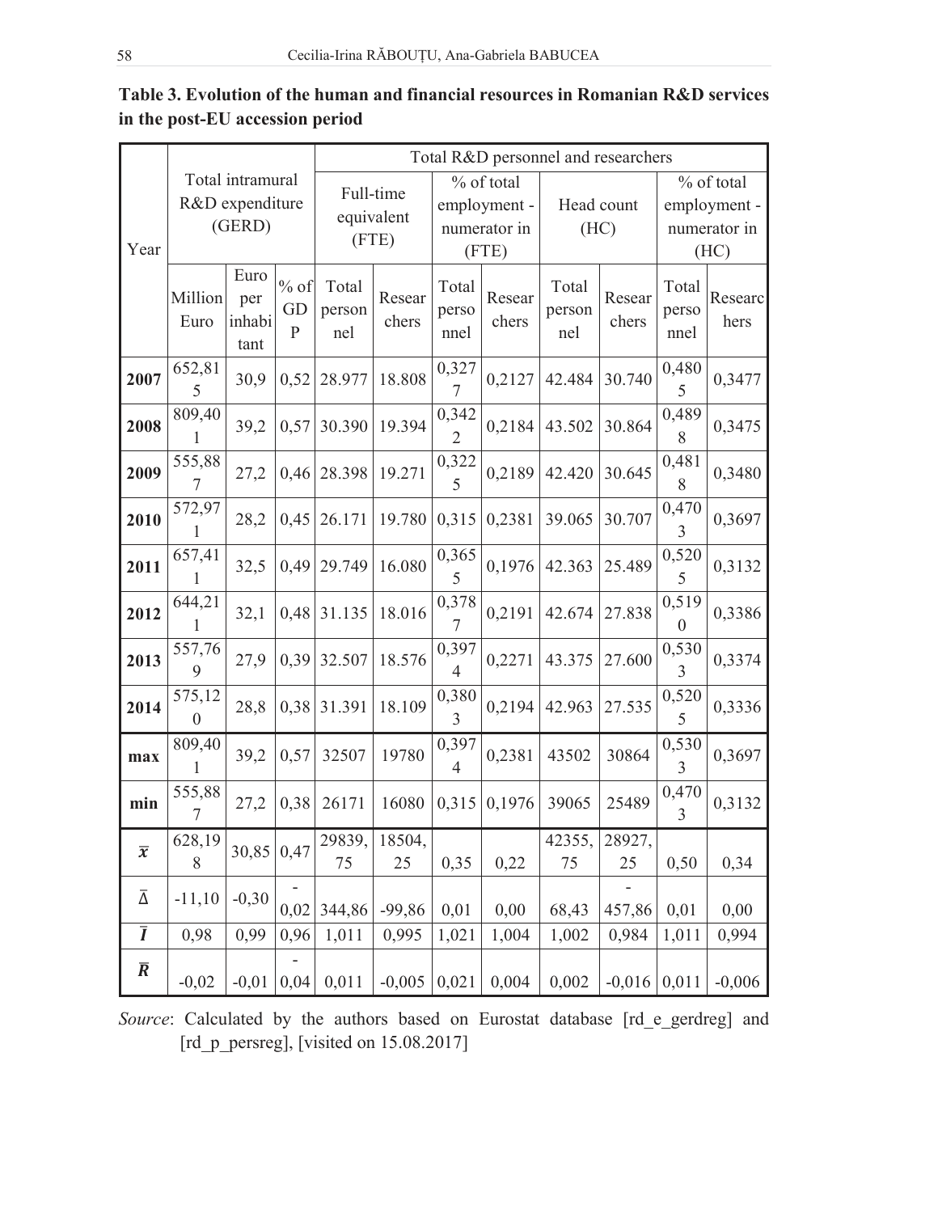**Table 3. Evolution of the human and financial resources in Romanian R&D services in the post-EU accession period**

| Year | Total intramural R&D expenditure (GERD) | | | Total R&D personnel and researchers | | | | | | | |
|---|---|---|---|---|---|---|---|---|---|---|---|
| | | | | Full-time equivalent (FTE) | | % of total employment - numerator in (FTE) | | Head count (HC) | | % of total employment - numerator in (HC) | |
| | Million Euro | Euro per inhabitant | % of GDP | Total personnel | Researchers | Total personnel | Researchers | Total personnel | Researchers | Total personnel | Researchers |
| **2007** | 652,815 | 30,9 | 0,52 | 28.977 | 18.808 | 0,3277 | 0,2127 | 42.484 | 30.740 | 0,4805 | 0,3477 |
| **2008** | 809,401 | 39,2 | 0,57 | 30.390 | 19.394 | 0,3422 | 0,2184 | 43.502 | 30.864 | 0,4898 | 0,3475 |
| **2009** | 555,887 | 27,2 | 0,46 | 28.398 | 19.271 | 0,3225 | 0,2189 | 42.420 | 30.645 | 0,4818 | 0,3480 |
| **2010** | 572,971 | 28,2 | 0,45 | 26.171 | 19.780 | 0,315 | 0,2381 | 39.065 | 30.707 | 0,4703 | 0,3697 |
| **2011** | 657,411 | 32,5 | 0,49 | 29.749 | 16.080 | 0,3655 | 0,1976 | 42.363 | 25.489 | 0,5205 | 0,3132 |
| **2012** | 644,211 | 32,1 | 0,48 | 31.135 | 18.016 | 0,3787 | 0,2191 | 42.674 | 27.838 | 0,5190 | 0,3386 |
| **2013** | 557,769 | 27,9 | 0,39 | 32.507 | 18.576 | 0,3974 | 0,2271 | 43.375 | 27.600 | 0,5303 | 0,3374 |
| **2014** | 575,120 | 28,8 | 0,38 | 31.391 | 18.109 | 0,3803 | 0,2194 | 42.963 | 27.535 | 0,5205 | 0,3336 |
| **max** | 809,401 | 39,2 | 0,57 | 32507 | 19780 | 0,3974 | 0,2381 | 43502 | 30864 | 0,5303 | 0,3697 |
| **min** | 555,887 | 27,2 | 0,38 | 26171 | 16080 | 0,315 | 0,1976 | 39065 | 25489 | 0,4703 | 0,3132 |
| $\bar{x}$ | 628,198 | 30,85 | 0,47 | 29839,75 | 18504,25 | 0,35 | 0,22 | 42355,75 | 28927,25 | 0,50 | 0,34 |
| $\bar{\Delta}$ | -11,10 | -0,30 | -0,02 | 344,86 | -99,86 | 0,01 | 0,00 | 68,43 | -457,86 | 0,01 | 0,00 |
| $\bar{I}$ | 0,98 | 0,99 | 0,96 | 1,011 | 0,995 | 1,021 | 1,004 | 1,002 | 0,984 | 1,011 | 0,994 |
| $\bar{R}$ | -0,02 | -0,01 | -0,04 | 0,011 | -0,005 | 0,021 | 0,004 | 0,002 | -0,016 | 0,011 | -0,006 |

*Source*: Calculated by the authors based on Eurostat database [rd_e_gerdreg] and [rd_p_persreg], [visited on 15.08.2017]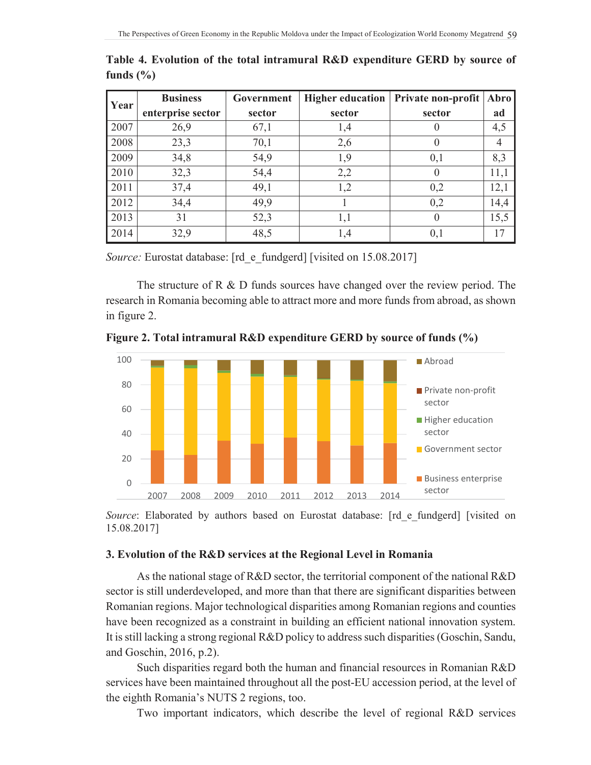**Table 4. Evolution of the total intramural R&D expenditure GERD by source of funds (%)**

| Year | Business enterprise sector | Government sector | Higher education sector | Private non-profit sector | Abroad |
|---|---|---|---|---|---|
| 2007 | 26,9 | 67,1 | 1,4 | 0 | 4,5 |
| 2008 | 23,3 | 70,1 | 2,6 | 0 | 4 |
| 2009 | 34,8 | 54,9 | 1,9 | 0,1 | 8,3 |
| 2010 | 32,3 | 54,4 | 2,2 | 0 | 11,1 |
| 2011 | 37,4 | 49,1 | 1,2 | 0,2 | 12,1 |
| 2012 | 34,4 | 49,9 | 1 | 0,2 | 14,4 |
| 2013 | 31 | 52,3 | 1,1 | 0 | 15,5 |
| 2014 | 32,9 | 48,5 | 1,4 | 0,1 | 17 |

*Source:* Eurostat database: [rd_e_fundgerd] [visited on 15.08.2017]

The structure of R & D funds sources have changed over the review period. The research in Romania becoming able to attract more and more funds from abroad, as shown in figure 2.

**Figure 2. Total intramural R&D expenditure GERD by source of funds (%)**

*Source*: Elaborated by authors based on Eurostat database: [rd_e_fundgerd] [visited on 15.08.2017]

### 3. Evolution of the R&D services at the Regional Level in Romania

As the national stage of R&D sector, the territorial component of the national R&D sector is still underdeveloped, and more than that there are significant disparities between Romanian regions. Major technological disparities among Romanian regions and counties have been recognized as a constraint in building an efficient national innovation system. It is still lacking a strong regional R&D policy to address such disparities (Goschin, Sandu, and Goschin, 2016, p.2).

Such disparities regard both the human and financial resources in Romanian R&D services have been maintained throughout all the post-EU accession period, at the level of the eighth Romania's NUTS 2 regions, too.

Two important indicators, which describe the level of regional R&D services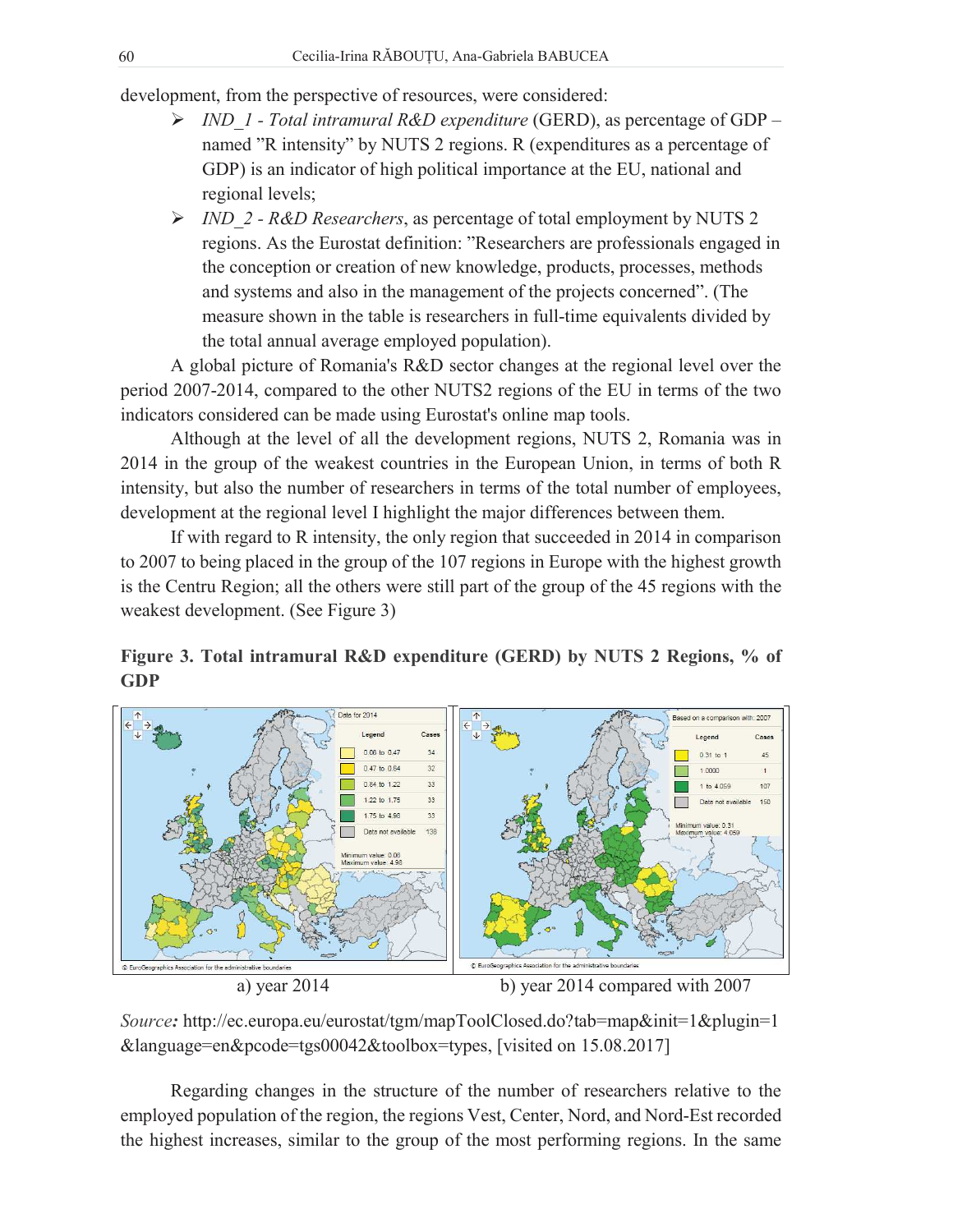development, from the perspective of resources, were considered:

- *IND_1 - Total intramural R&D expenditure* (GERD), as percentage of GDP – named "R intensity" by NUTS 2 regions. R (expenditures as a percentage of GDP) is an indicator of high political importance at the EU, national and regional levels;
- *IND_2 - R&D Researchers*, as percentage of total employment by NUTS 2 regions. As the Eurostat definition: "Researchers are professionals engaged in the conception or creation of new knowledge, products, processes, methods and systems and also in the management of the projects concerned". (The measure shown in the table is researchers in full-time equivalents divided by the total annual average employed population).

A global picture of Romania's R&D sector changes at the regional level over the period 2007-2014, compared to the other NUTS2 regions of the EU in terms of the two indicators considered can be made using Eurostat's online map tools.

Although at the level of all the development regions, NUTS 2, Romania was in 2014 in the group of the weakest countries in the European Union, in terms of both R intensity, but also the number of researchers in terms of the total number of employees, development at the regional level I highlight the major differences between them.

If with regard to R intensity, the only region that succeeded in 2014 in comparison to 2007 to being placed in the group of the 107 regions in Europe with the highest growth is the Centru Region; all the others were still part of the group of the 45 regions with the weakest development. (See Figure 3)

**Figure 3. Total intramural R&D expenditure (GERD) by NUTS 2 Regions, % of GDP**

a) year 2014 b) year 2014 compared with 2007

*Source:* http://ec.europa.eu/eurostat/tgm/mapToolClosed.do?tab=map&init=1&plugin=1&language=en&pcode=tgs00042&toolbox=types, [visited on 15.08.2017]

Regarding changes in the structure of the number of researchers relative to the employed population of the region, the regions Vest, Center, Nord, and Nord-Est recorded the highest increases, similar to the group of the most performing regions. In the same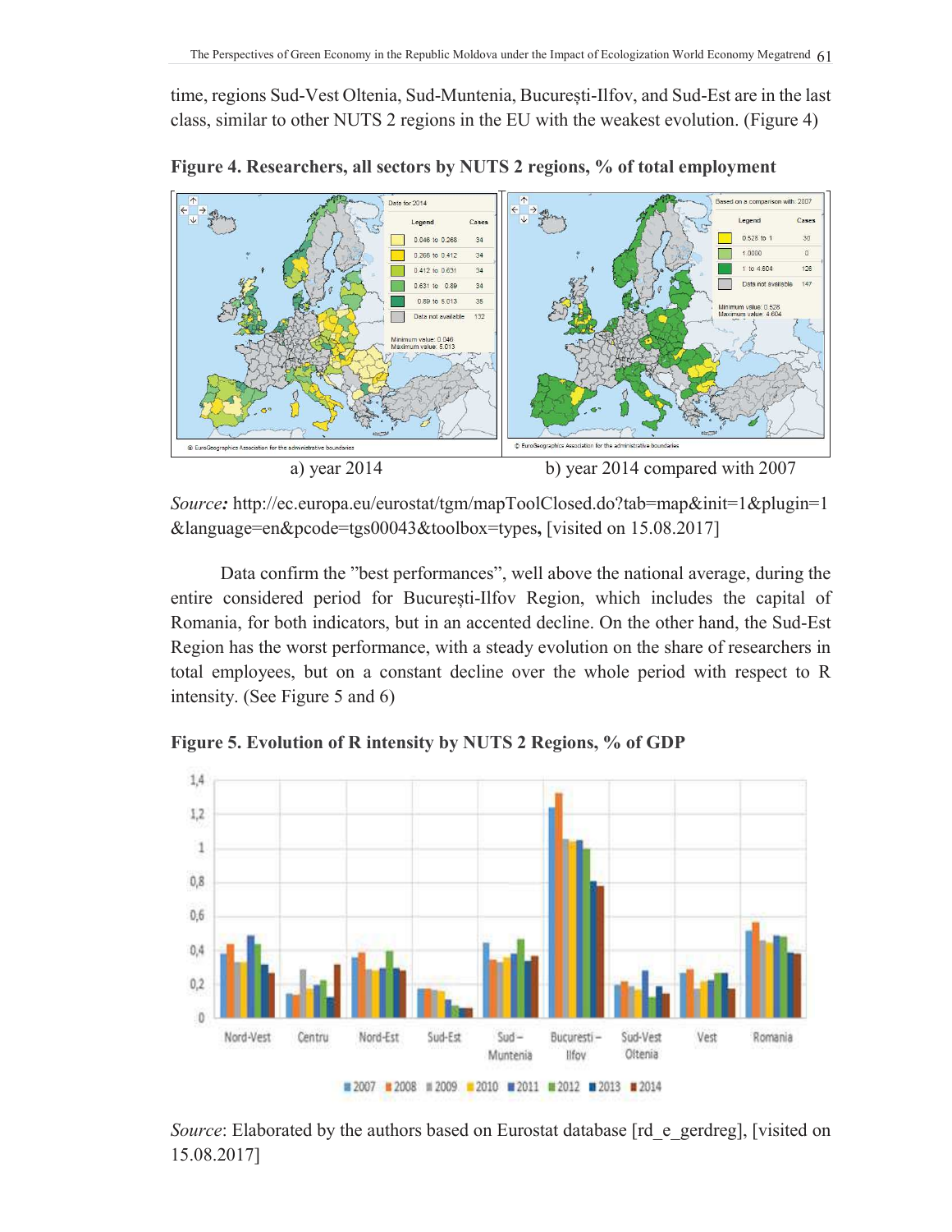time, regions Sud-Vest Oltenia, Sud-Muntenia, București-Ilfov, and Sud-Est are in the last class, similar to other NUTS 2 regions in the EU with the weakest evolution. (Figure 4)

**Figure 4. Researchers, all sectors by NUTS 2 regions, % of total employment**

a) year 2014 b) year 2014 compared with 2007

*Source:* http://ec.europa.eu/eurostat/tgm/mapToolClosed.do?tab=map&init=1&plugin=1&language=en&pcode=tgs00043&toolbox=types, [visited on 15.08.2017]

Data confirm the ”best performances”, well above the national average, during the entire considered period for București-Ilfov Region, which includes the capital of Romania, for both indicators, but in an accented decline. On the other hand, the Sud-Est Region has the worst performance, with a steady evolution on the share of researchers in total employees, but on a constant decline over the whole period with respect to R intensity. (See Figure 5 and 6)

**Figure 5. Evolution of R intensity by NUTS 2 Regions, % of GDP**

*Source*: Elaborated by the authors based on Eurostat database [rd_e_gerdreg], [visited on 15.08.2017]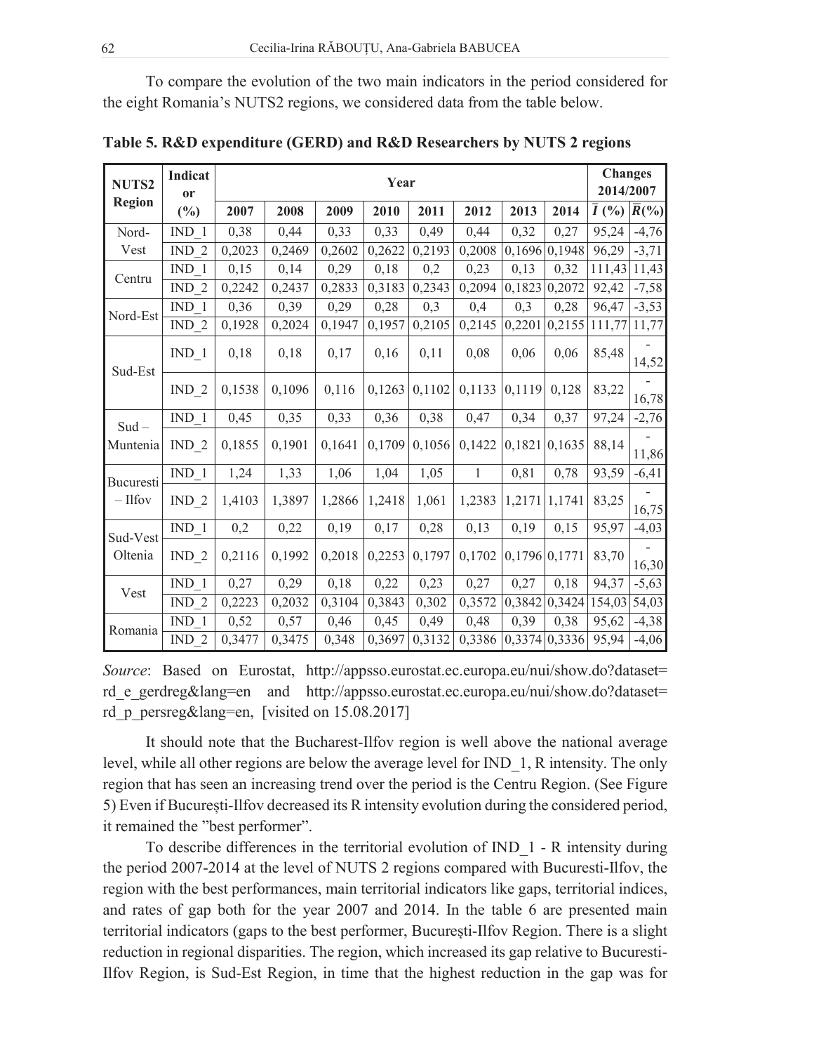To compare the evolution of the two main indicators in the period considered for the eight Romania's NUTS2 regions, we considered data from the table below.

**Table 5. R&D expenditure (GERD) and R&D Researchers by NUTS 2 regions**

| NUTS2 Region | Indicator (%) | 2007 | 2008 | 2009 | 2010 | 2011 | 2012 | 2013 | 2014 | Changes 2014/2007 $\bar{I}$ (%) | Changes 2014/2007 $\bar{R}$(%) |
|---|---|---|---|---|---|---|---|---|---|---|---|
| Nord-Vest | IND_1 | 0,38 | 0,44 | 0,33 | 0,33 | 0,49 | 0,44 | 0,32 | 0,27 | 95,24 | -4,76 |
| | IND_2 | 0,2023 | 0,2469 | 0,2602 | 0,2622 | 0,2193 | 0,2008 | 0,1696 | 0,1948 | 96,29 | -3,71 |
| Centru | IND_1 | 0,15 | 0,14 | 0,29 | 0,18 | 0,2 | 0,23 | 0,13 | 0,32 | 111,43 | 11,43 |
| | IND_2 | 0,2242 | 0,2437 | 0,2833 | 0,3183 | 0,2343 | 0,2094 | 0,1823 | 0,2072 | 92,42 | -7,58 |
| Nord-Est | IND_1 | 0,36 | 0,39 | 0,29 | 0,28 | 0,3 | 0,4 | 0,3 | 0,28 | 96,47 | -3,53 |
| | IND_2 | 0,1928 | 0,2024 | 0,1947 | 0,1957 | 0,2105 | 0,2145 | 0,2201 | 0,2155 | 111,77 | 11,77 |
| Sud-Est | IND_1 | 0,18 | 0,18 | 0,17 | 0,16 | 0,11 | 0,08 | 0,06 | 0,06 | 85,48 | -14,52 |
| | IND_2 | 0,1538 | 0,1096 | 0,116 | 0,1263 | 0,1102 | 0,1133 | 0,1119 | 0,128 | 83,22 | -16,78 |
| Sud – Muntenia | IND_1 | 0,45 | 0,35 | 0,33 | 0,36 | 0,38 | 0,47 | 0,34 | 0,37 | 97,24 | -2,76 |
| | IND_2 | 0,1855 | 0,1901 | 0,1641 | 0,1709 | 0,1056 | 0,1422 | 0,1821 | 0,1635 | 88,14 | -11,86 |
| Bucuresti – Ilfov | IND_1 | 1,24 | 1,33 | 1,06 | 1,04 | 1,05 | 1 | 0,81 | 0,78 | 93,59 | -6,41 |
| | IND_2 | 1,4103 | 1,3897 | 1,2866 | 1,2418 | 1,061 | 1,2383 | 1,2171 | 1,1741 | 83,25 | -16,75 |
| Sud-Vest Oltenia | IND_1 | 0,2 | 0,22 | 0,19 | 0,17 | 0,28 | 0,13 | 0,19 | 0,15 | 95,97 | -4,03 |
| | IND_2 | 0,2116 | 0,1992 | 0,2018 | 0,2253 | 0,1797 | 0,1702 | 0,1796 | 0,1771 | 83,70 | -16,30 |
| Vest | IND_1 | 0,27 | 0,29 | 0,18 | 0,22 | 0,23 | 0,27 | 0,27 | 0,18 | 94,37 | -5,63 |
| | IND_2 | 0,2223 | 0,2032 | 0,3104 | 0,3843 | 0,302 | 0,3572 | 0,3842 | 0,3424 | 154,03 | 54,03 |
| Romania | IND_1 | 0,52 | 0,57 | 0,46 | 0,45 | 0,49 | 0,48 | 0,39 | 0,38 | 95,62 | -4,38 |
| | IND_2 | 0,3477 | 0,3475 | 0,348 | 0,3697 | 0,3132 | 0,3386 | 0,3374 | 0,3336 | 95,94 | -4,06 |

*Source*: Based on Eurostat, http://appsso.eurostat.ec.europa.eu/nui/show.do?dataset=rd_e_gerdreg&lang=en and http://appsso.eurostat.ec.europa.eu/nui/show.do?dataset=rd_p_persreg&lang=en, [visited on 15.08.2017]

It should note that the Bucharest-Ilfov region is well above the national average level, while all other regions are below the average level for IND_1, R intensity. The only region that has seen an increasing trend over the period is the Centru Region. (See Figure 5) Even if București-Ilfov decreased its R intensity evolution during the considered period, it remained the "best performer".

To describe differences in the territorial evolution of IND_1 - R intensity during the period 2007-2014 at the level of NUTS 2 regions compared with Bucuresti-Ilfov, the region with the best performances, main territorial indicators like gaps, territorial indices, and rates of gap both for the year 2007 and 2014. In the table 6 are presented main territorial indicators (gaps to the best performer, București-Ilfov Region. There is a slight reduction in regional disparities. The region, which increased its gap relative to Bucuresti-Ilfov Region, is Sud-Est Region, in time that the highest reduction in the gap was for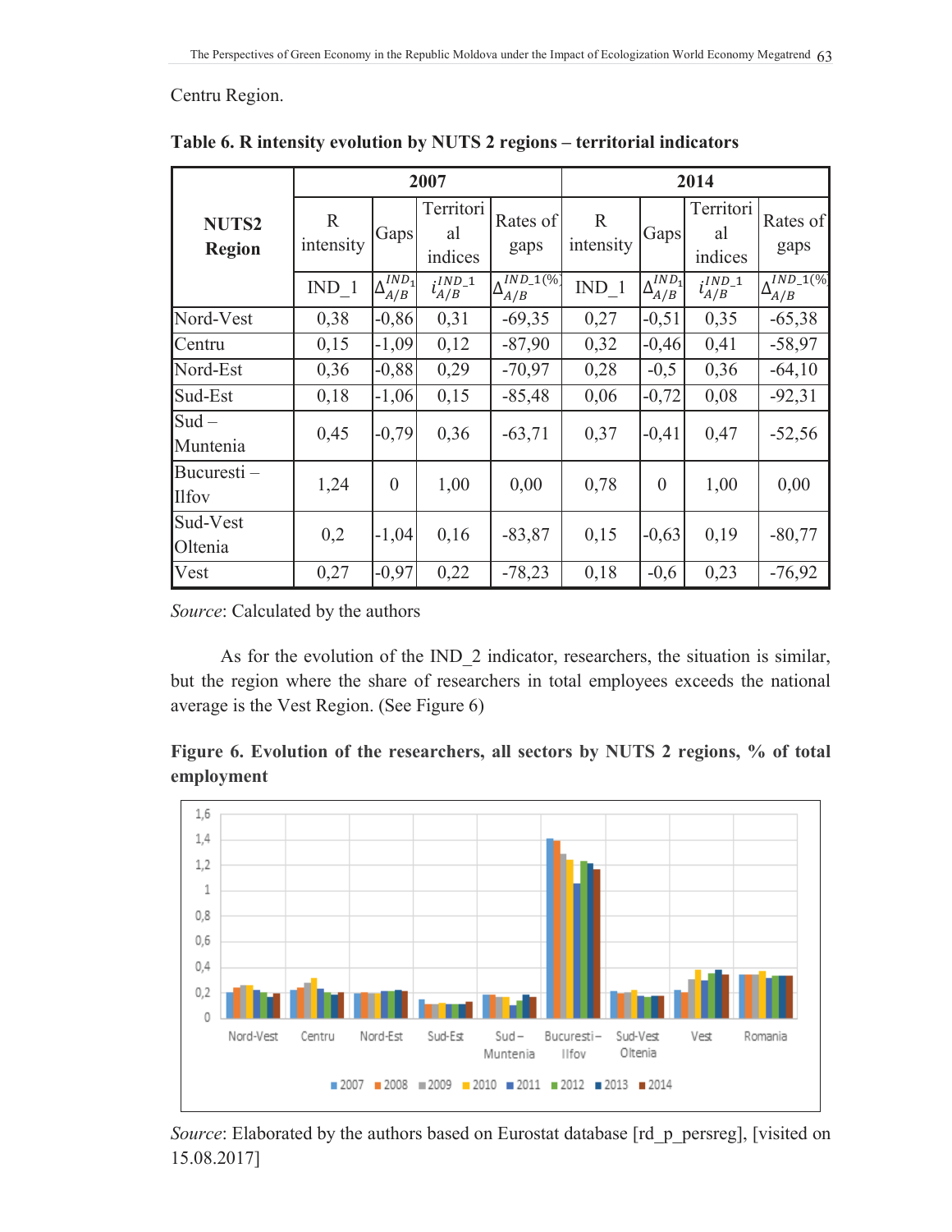Centru Region.

**Table 6. R intensity evolution by NUTS 2 regions – territorial indicators**

| NUTS2 Region | 2007 | | | | 2014 | | | |
|---|---|---|---|---|---|---|---|---|
| | R intensity | Gaps | Territorial indices | Rates of gaps | R intensity | Gaps | Territorial indices | Rates of gaps |
| | IND_1 | $\Delta_{A/B}^{IND_1}$ | $i_{A/B}^{IND\_1}$ | $\Delta_{A/B}^{IND\_1(\%)}$ | IND_1 | $\Delta_{A/B}^{IND_1}$ | $i_{A/B}^{IND\_1}$ | $\Delta_{A/B}^{IND\_1(\%)}$ |
| Nord-Vest | 0,38 | -0,86 | 0,31 | -69,35 | 0,27 | -0,51 | 0,35 | -65,38 |
| Centru | 0,15 | -1,09 | 0,12 | -87,90 | 0,32 | -0,46 | 0,41 | -58,97 |
| Nord-Est | 0,36 | -0,88 | 0,29 | -70,97 | 0,28 | -0,5 | 0,36 | -64,10 |
| Sud-Est | 0,18 | -1,06 | 0,15 | -85,48 | 0,06 | -0,72 | 0,08 | -92,31 |
| Sud – Muntenia | 0,45 | -0,79 | 0,36 | -63,71 | 0,37 | -0,41 | 0,47 | -52,56 |
| Bucuresti – Ilfov | 1,24 | 0 | 1,00 | 0,00 | 0,78 | 0 | 1,00 | 0,00 |
| Sud-Vest Oltenia | 0,2 | -1,04 | 0,16 | -83,87 | 0,15 | -0,63 | 0,19 | -80,77 |
| Vest | 0,27 | -0,97 | 0,22 | -78,23 | 0,18 | -0,6 | 0,23 | -76,92 |

*Source*: Calculated by the authors

As for the evolution of the IND_2 indicator, researchers, the situation is similar, but the region where the share of researchers in total employees exceeds the national average is the Vest Region. (See Figure 6)

**Figure 6. Evolution of the researchers, all sectors by NUTS 2 regions, % of total employment**

*Source*: Elaborated by the authors based on Eurostat database [rd_p_persreg], [visited on 15.08.2017]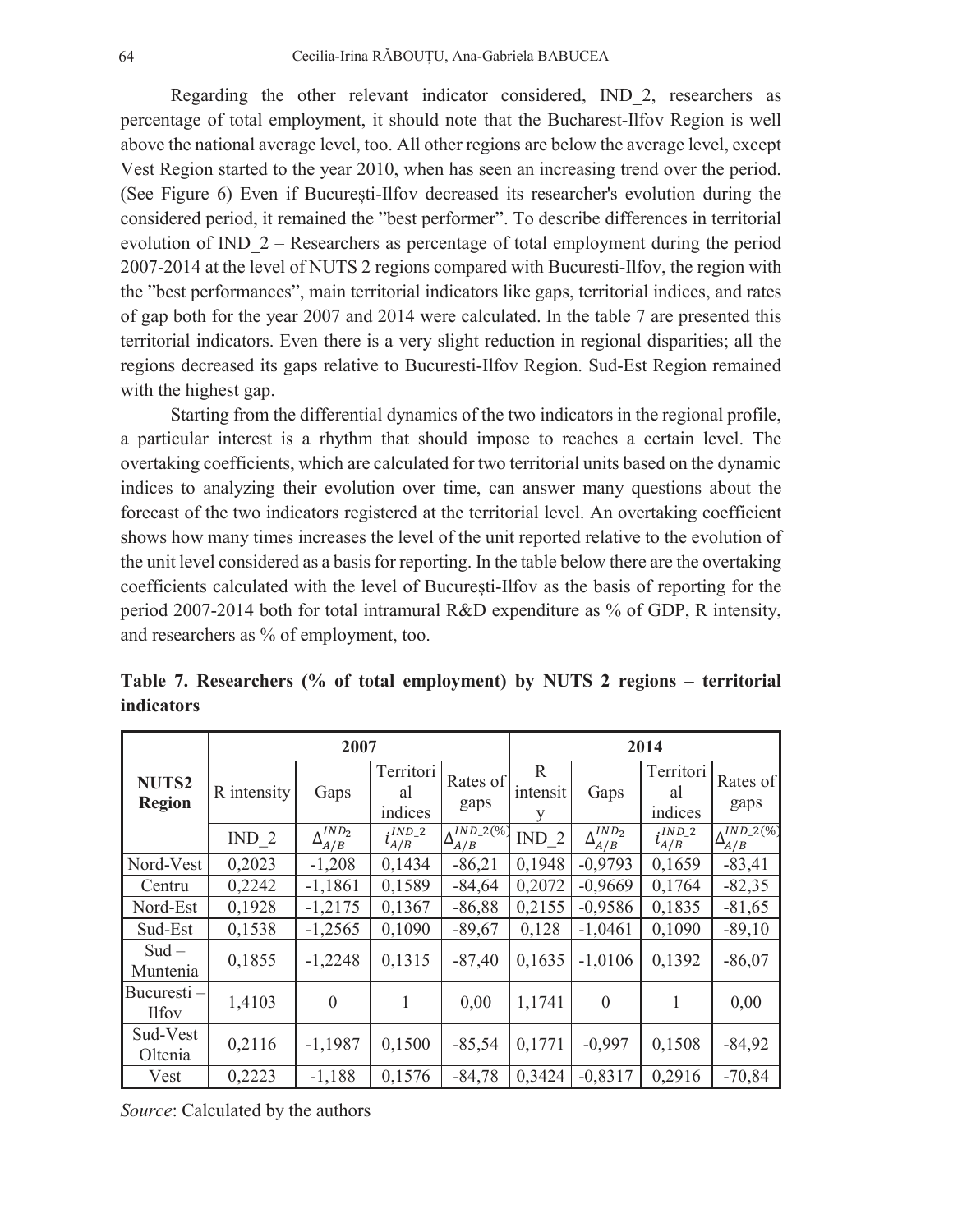Regarding the other relevant indicator considered, IND_2, researchers as percentage of total employment, it should note that the Bucharest-Ilfov Region is well above the national average level, too. All other regions are below the average level, except Vest Region started to the year 2010, when has seen an increasing trend over the period. (See Figure 6) Even if București-Ilfov decreased its researcher's evolution during the considered period, it remained the ”best performer”. To describe differences in territorial evolution of IND_2 – Researchers as percentage of total employment during the period 2007-2014 at the level of NUTS 2 regions compared with Bucuresti-Ilfov, the region with the ”best performances”, main territorial indicators like gaps, territorial indices, and rates of gap both for the year 2007 and 2014 were calculated. In the table 7 are presented this territorial indicators. Even there is a very slight reduction in regional disparities; all the regions decreased its gaps relative to Bucuresti-Ilfov Region. Sud-Est Region remained with the highest gap.

Starting from the differential dynamics of the two indicators in the regional profile, a particular interest is a rhythm that should impose to reaches a certain level. The overtaking coefficients, which are calculated for two territorial units based on the dynamic indices to analyzing their evolution over time, can answer many questions about the forecast of the two indicators registered at the territorial level. An overtaking coefficient shows how many times increases the level of the unit reported relative to the evolution of the unit level considered as a basis for reporting. In the table below there are the overtaking coefficients calculated with the level of București-Ilfov as the basis of reporting for the period 2007-2014 both for total intramural R&D expenditure as % of GDP, R intensity, and researchers as % of employment, too.

**Table 7. Researchers (% of total employment) by NUTS 2 regions – territorial indicators**

| NUTS2 Region | 2007 | | | | 2014 | | | |
|---|---|---|---|---|---|---|---|---|
| | R intensity | Gaps | Territorial indices | Rates of gaps | R intensity | Gaps | Territorial indices | Rates of gaps |
| | IND_2 | $\Delta_{A/B}^{IND_2}$ | $i_{A/B}^{IND\_2}$ | $\Delta_{A/B}^{IND\_2(\%)}$ | IND_2 | $\Delta_{A/B}^{IND_2}$ | $i_{A/B}^{IND\_2}$ | $\Delta_{A/B}^{IND\_2(\%)}$ |
| Nord-Vest | 0,2023 | -1,208 | 0,1434 | -86,21 | 0,1948 | -0,9793 | 0,1659 | -83,41 |
| Centru | 0,2242 | -1,1861 | 0,1589 | -84,64 | 0,2072 | -0,9669 | 0,1764 | -82,35 |
| Nord-Est | 0,1928 | -1,2175 | 0,1367 | -86,88 | 0,2155 | -0,9586 | 0,1835 | -81,65 |
| Sud-Est | 0,1538 | -1,2565 | 0,1090 | -89,67 | 0,128 | -1,0461 | 0,1090 | -89,10 |
| Sud – Muntenia | 0,1855 | -1,2248 | 0,1315 | -87,40 | 0,1635 | -1,0106 | 0,1392 | -86,07 |
| Bucuresti – Ilfov | 1,4103 | 0 | 1 | 0,00 | 1,1741 | 0 | 1 | 0,00 |
| Sud-Vest Oltenia | 0,2116 | -1,1987 | 0,1500 | -85,54 | 0,1771 | -0,997 | 0,1508 | -84,92 |
| Vest | 0,2223 | -1,188 | 0,1576 | -84,78 | 0,3424 | -0,8317 | 0,2916 | -70,84 |

*Source*: Calculated by the authors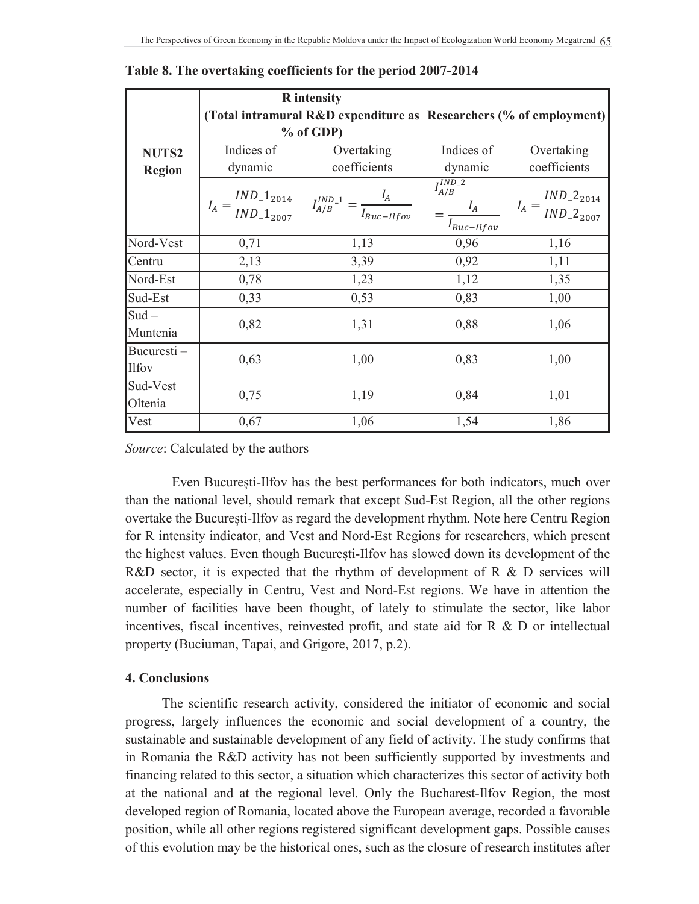**Table 8. The overtaking coefficients for the period 2007-2014**

| NUTS2 Region | R intensity (Total intramural R&D expenditure as % of GDP) | | Researchers (% of employment) | |
|---|---|---|---|---|
| | Indices of dynamic | Overtaking coefficients | Indices of dynamic | Overtaking coefficients |
| | $I_A = \frac{IND\_1_{2014}}{IND\_1_{2007}}$ | $I_{A/B}^{IND\_1} = \frac{I_A}{I_{Buc-Ilfov}}$ | $I_{A/B}^{IND\_2} = \frac{I_A}{I_{Buc-Ilfov}}$ | $I_A = \frac{IND\_2_{2014}}{IND\_2_{2007}}$ |
| Nord-Vest | 0,71 | 1,13 | 0,96 | 1,16 |
| Centru | 2,13 | 3,39 | 0,92 | 1,11 |
| Nord-Est | 0,78 | 1,23 | 1,12 | 1,35 |
| Sud-Est | 0,33 | 0,53 | 0,83 | 1,00 |
| Sud – Muntenia | 0,82 | 1,31 | 0,88 | 1,06 |
| Bucuresti – Ilfov | 0,63 | 1,00 | 0,83 | 1,00 |
| Sud-Vest Oltenia | 0,75 | 1,19 | 0,84 | 1,01 |
| Vest | 0,67 | 1,06 | 1,54 | 1,86 |

*Source*: Calculated by the authors

Even București-Ilfov has the best performances for both indicators, much over than the national level, should remark that except Sud-Est Region, all the other regions overtake the București-Ilfov as regard the development rhythm. Note here Centru Region for R intensity indicator, and Vest and Nord-Est Regions for researchers, which present the highest values. Even though București-Ilfov has slowed down its development of the R&D sector, it is expected that the rhythm of development of R & D services will accelerate, especially in Centru, Vest and Nord-Est regions. We have in attention the number of facilities have been thought, of lately to stimulate the sector, like labor incentives, fiscal incentives, reinvested profit, and state aid for R & D or intellectual property (Buciuman, Tapai, and Grigore, 2017, p.2).

## 4. Conclusions

The scientific research activity, considered the initiator of economic and social progress, largely influences the economic and social development of a country, the sustainable and sustainable development of any field of activity. The study confirms that in Romania the R&D activity has not been sufficiently supported by investments and financing related to this sector, a situation which characterizes this sector of activity both at the national and at the regional level. Only the Bucharest-Ilfov Region, the most developed region of Romania, located above the European average, recorded a favorable position, while all other regions registered significant development gaps. Possible causes of this evolution may be the historical ones, such as the closure of research institutes after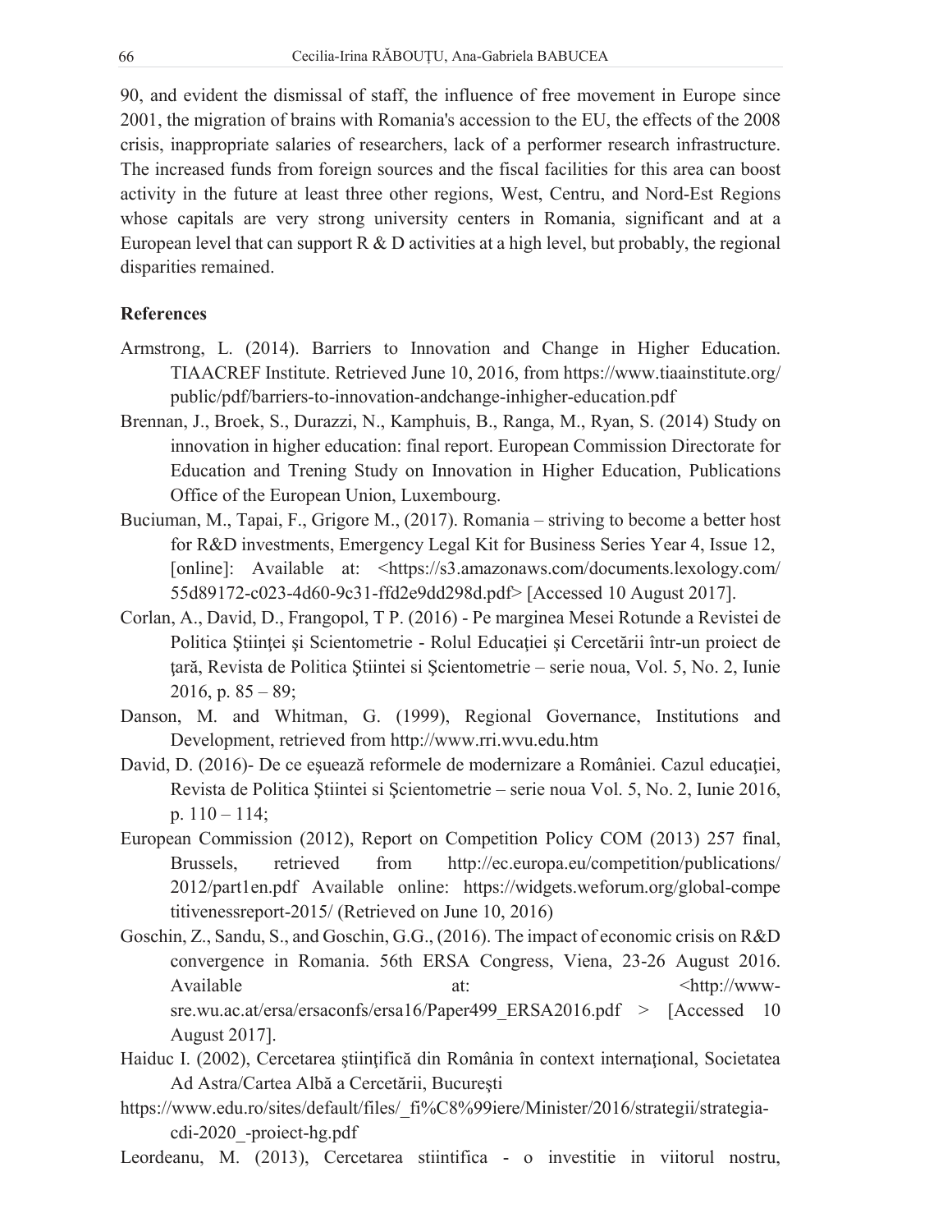90, and evident the dismissal of staff, the influence of free movement in Europe since 2001, the migration of brains with Romania's accession to the EU, the effects of the 2008 crisis, inappropriate salaries of researchers, lack of a performer research infrastructure. The increased funds from foreign sources and the fiscal facilities for this area can boost activity in the future at least three other regions, West, Centru, and Nord-Est Regions whose capitals are very strong university centers in Romania, significant and at a European level that can support R & D activities at a high level, but probably, the regional disparities remained.

## References

Armstrong, L. (2014). Barriers to Innovation and Change in Higher Education. TIAACREF Institute. Retrieved June 10, 2016, from https://www.tiaainstitute.org/public/pdf/barriers-to-innovation-andchange-inhigher-education.pdf

Brennan, J., Broek, S., Durazzi, N., Kamphuis, B., Ranga, M., Ryan, S. (2014) Study on innovation in higher education: final report. European Commission Directorate for Education and Trening Study on Innovation in Higher Education, Publications Office of the European Union, Luxembourg.

Buciuman, M., Tapai, F., Grigore M., (2017). Romania – striving to become a better host for R&D investments, Emergency Legal Kit for Business Series Year 4, Issue 12, [online]: Available at: <https://s3.amazonaws.com/documents.lexology.com/55d89172-c023-4d60-9c31-ffd2e9dd298d.pdf> [Accessed 10 August 2017].

Corlan, A., David, D., Frangopol, T P. (2016) - Pe marginea Mesei Rotunde a Revistei de Politica Ştiinţei şi Scientometrie - Rolul Educaţiei şi Cercetării într-un proiect de ţară, Revista de Politica Ştiintei si Şcientometrie – serie noua, Vol. 5, No. 2, Iunie 2016, p. 85 – 89;

Danson, M. and Whitman, G. (1999), Regional Governance, Institutions and Development, retrieved from http://www.rri.wvu.edu.htm

David, D. (2016)- De ce eşuează reformele de modernizare a României. Cazul educaţiei, Revista de Politica Ştiintei si Şcientometrie – serie noua Vol. 5, No. 2, Iunie 2016, p. 110 – 114;

European Commission (2012), Report on Competition Policy COM (2013) 257 final, Brussels, retrieved from http://ec.europa.eu/competition/publications/2012/part1en.pdf Available online: https://widgets.weforum.org/global-competitivenessreport-2015/ (Retrieved on June 10, 2016)

Goschin, Z., Sandu, S., and Goschin, G.G., (2016). The impact of economic crisis on R&D convergence in Romania. 56th ERSA Congress, Viena, 23-26 August 2016. Available at: <http://www-sre.wu.ac.at/ersa/ersaconfs/ersa16/Paper499_ERSA2016.pdf > [Accessed 10 August 2017].

Haiduc I. (2002), Cercetarea ştiinţifică din România în context internaţional, Societatea Ad Astra/Cartea Albă a Cercetării, Bucureşti

https://www.edu.ro/sites/default/files/_fi%C8%99iere/Minister/2016/strategii/strategia-cdi-2020_-proiect-hg.pdf

Leordeanu, M. (2013), Cercetarea stiintifica - o investitie in viitorul nostru,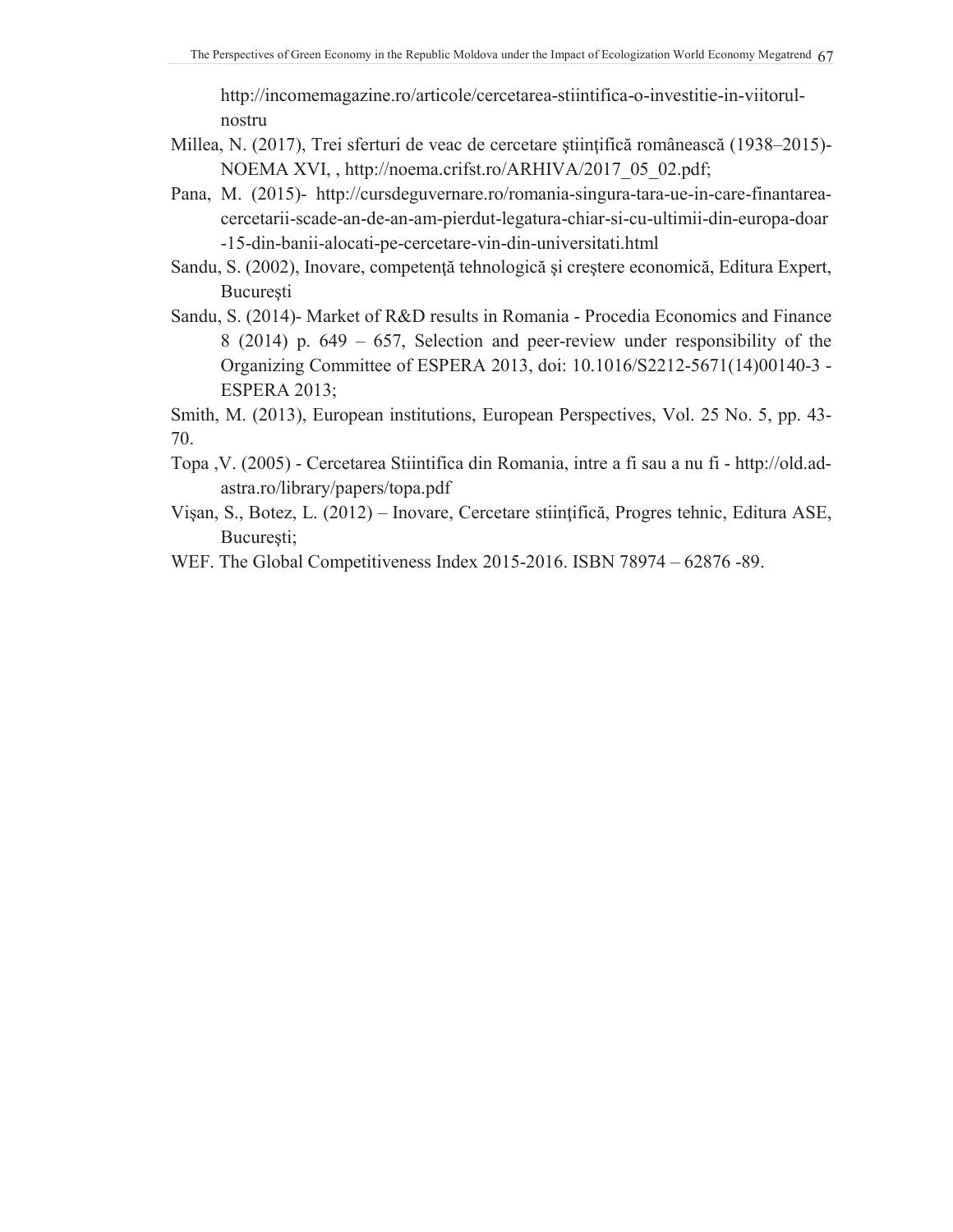http://incomemagazine.ro/articole/cercetarea-stiintifica-o-investitie-in-viitorul-nostru

Millea, N. (2017), Trei sferturi de veac de cercetare științifică românească (1938–2015)- NOEMA XVI, , http://noema.crifst.ro/ARHIVA/2017_05_02.pdf;

Pana, M. (2015)- http://cursdeguvernare.ro/romania-singura-tara-ue-in-care-finantarea-cercetarii-scade-an-de-an-am-pierdut-legatura-chiar-si-cu-ultimii-din-europa-doar-15-din-banii-alocati-pe-cercetare-vin-din-universitati.html

Sandu, S. (2002), Inovare, competenţă tehnologică şi creştere economică, Editura Expert, Bucureşti

Sandu, S. (2014)- Market of R&D results in Romania - Procedia Economics and Finance 8 (2014) p. 649 – 657, Selection and peer-review under responsibility of the Organizing Committee of ESPERA 2013, doi: 10.1016/S2212-5671(14)00140-3 - ESPERA 2013;

Smith, M. (2013), European institutions, European Perspectives, Vol. 25 No. 5, pp. 43-70.

Topa ,V. (2005) - Cercetarea Stiintifica din Romania, intre a fi sau a nu fi - http://old.ad-astra.ro/library/papers/topa.pdf

Vişan, S., Botez, L. (2012) – Inovare, Cercetare stiinţifică, Progres tehnic, Editura ASE, Bucureşti;

WEF. The Global Competitiveness Index 2015-2016. ISBN 78974 – 62876 -89.